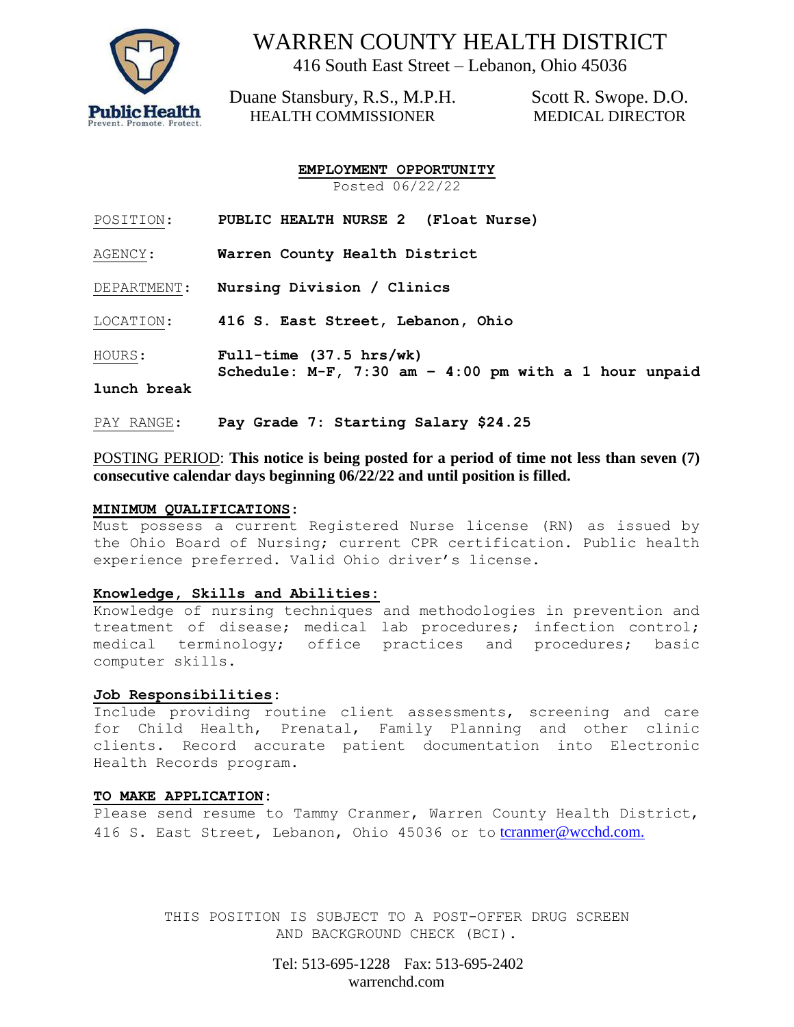# WARREN COUNTY HEALTH DISTRICT

416 South East Street – Lebanon, Ohio 45036

Duane Stansbury, R.S., M.P.H.
HEALTH COMMISSIONER

Scott R. Swope. D.O.
MEDICAL DIRECTOR

## EMPLOYMENT OPPORTUNITY

Posted 06/22/22

POSITION: **PUBLIC HEALTH NURSE 2 (Float Nurse)**

AGENCY: **Warren County Health District**

DEPARTMENT: **Nursing Division / Clinics**

LOCATION: **416 S. East Street, Lebanon, Ohio**

HOURS: **Full-time (37.5 hrs/wk)**
**Schedule: M-F, 7:30 am – 4:00 pm with a 1 hour unpaid lunch break**

PAY RANGE: **Pay Grade 7: Starting Salary $24.25**

POSTING PERIOD: **This notice is being posted for a period of time not less than seven (7) consecutive calendar days beginning 06/22/22 and until position is filled.**

**MINIMUM QUALIFICATIONS:**
Must possess a current Registered Nurse license (RN) as issued by the Ohio Board of Nursing; current CPR certification. Public health experience preferred. Valid Ohio driver's license.

**Knowledge, Skills and Abilities:**
Knowledge of nursing techniques and methodologies in prevention and treatment of disease; medical lab procedures; infection control; medical terminology; office practices and procedures; basic computer skills.

**Job Responsibilities:**
Include providing routine client assessments, screening and care for Child Health, Prenatal, Family Planning and other clinic clients. Record accurate patient documentation into Electronic Health Records program.

**TO MAKE APPLICATION:**
Please send resume to Tammy Cranmer, Warren County Health District, 416 S. East Street, Lebanon, Ohio 45036 or to tcranmer@wcchd.com.

THIS POSITION IS SUBJECT TO A POST-OFFER DRUG SCREEN AND BACKGROUND CHECK (BCI).

Tel: 513-695-1228 Fax: 513-695-2402
warrenchd.com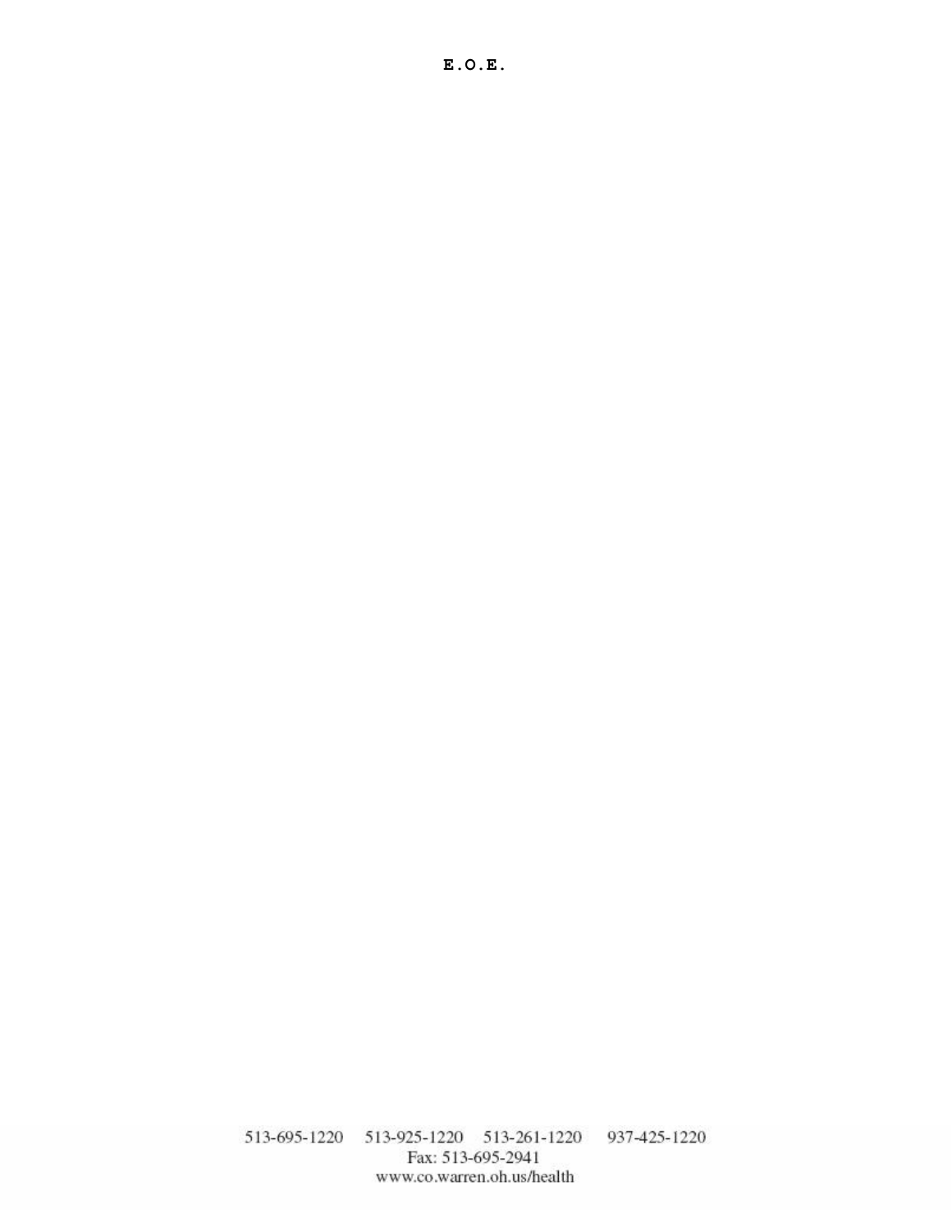**E.O.E.**

513-695-1220 513-925-1220 513-261-1220 937-425-1220
Fax: 513-695-2941
www.co.warren.oh.us/health